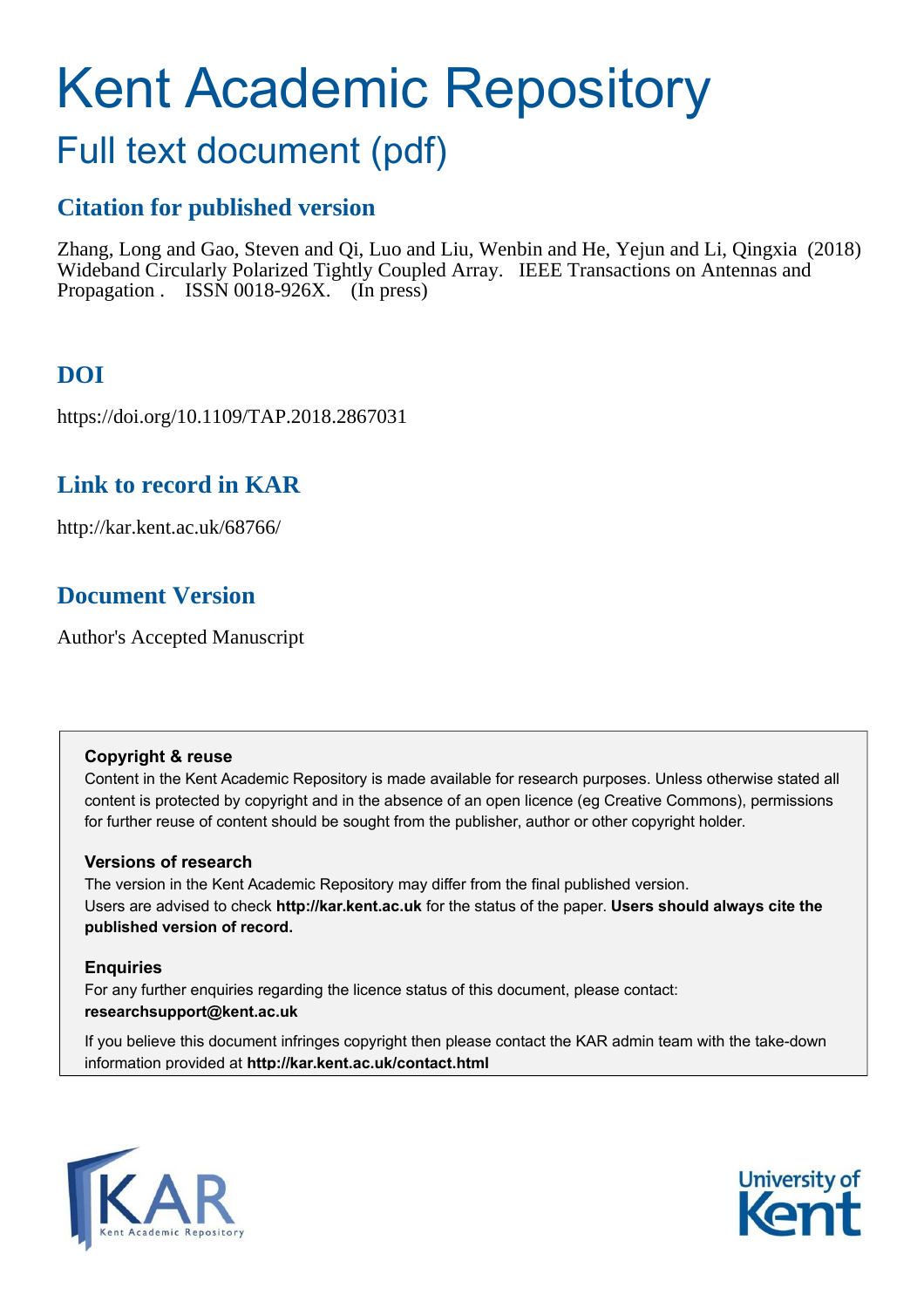# Kent Academic Repository

## Full text document (pdf)

### Citation for published version

Zhang, Long and Gao, Steven and Qi, Luo and Liu, Wenbin and He, Yejun and Li, Qingxia (2018) Wideband Circularly Polarized Tightly Coupled Array. IEEE Transactions on Antennas and Propagation . ISSN 0018-926X. (In press)

### DOI

https://doi.org/10.1109/TAP.2018.2867031

### Link to record in KAR

http://kar.kent.ac.uk/68766/

### Document Version

Author's Accepted Manuscript

**Copyright & reuse**

Content in the Kent Academic Repository is made available for research purposes. Unless otherwise stated all content is protected by copyright and in the absence of an open licence (eg Creative Commons), permissions for further reuse of content should be sought from the publisher, author or other copyright holder.

**Versions of research**

The version in the Kent Academic Repository may differ from the final published version. Users are advised to check **http://kar.kent.ac.uk** for the status of the paper. **Users should always cite the published version of record.**

**Enquiries**

For any further enquiries regarding the licence status of this document, please contact: **researchsupport@kent.ac.uk**

If you believe this document infringes copyright then please contact the KAR admin team with the take-down information provided at **http://kar.kent.ac.uk/contact.html**

KAR Kent Academic Repository

University of Kent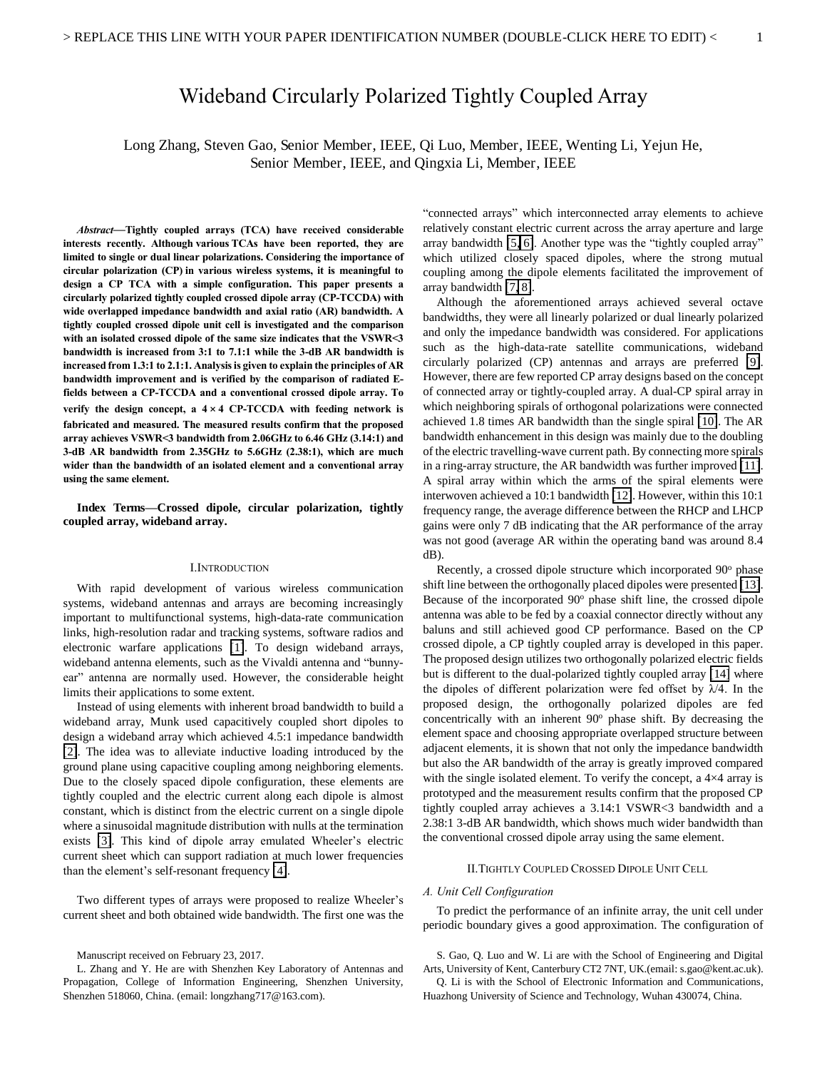# Wideband Circularly Polarized Tightly Coupled Array

Long Zhang, Steven Gao, Senior Member, IEEE, Qi Luo, Member, IEEE, Wenting Li, Yejun He, Senior Member, IEEE, and Qingxia Li, Member, IEEE

***Abstract*—Tightly coupled arrays (TCA) have received considerable interests recently. Although various TCAs have been reported, they are limited to single or dual linear polarizations. Considering the importance of circular polarization (CP) in various wireless systems, it is meaningful to design a CP TCA with a simple configuration. This paper presents a circularly polarized tightly coupled crossed dipole array (CP-TCCDA) with wide overlapped impedance bandwidth and axial ratio (AR) bandwidth. A tightly coupled crossed dipole unit cell is investigated and the comparison with an isolated crossed dipole of the same size indicates that the VSWR<3 bandwidth is increased from 3:1 to 7.1:1 while the 3-dB AR bandwidth is increased from 1.3:1 to 2.1:1. Analysis is given to explain the principles of AR bandwidth improvement and is verified by the comparison of radiated E-fields between a CP-TCCDA and a conventional crossed dipole array. To verify the design concept, a 4 × 4 CP-TCCDA with feeding network is fabricated and measured. The measured results confirm that the proposed array achieves VSWR<3 bandwidth from 2.06GHz to 6.46 GHz (3.14:1) and 3-dB AR bandwidth from 2.35GHz to 5.6GHz (2.38:1), which are much wider than the bandwidth of an isolated element and a conventional array using the same element.**

***Index Terms*—Crossed dipole, circular polarization, tightly coupled array, wideband array.**

## I. Introduction

With rapid development of various wireless communication systems, wideband antennas and arrays are becoming increasingly important to multifunctional systems, high-data-rate communication links, high-resolution radar and tracking systems, software radios and electronic warfare applications [1]. To design wideband arrays, wideband antenna elements, such as the Vivaldi antenna and "bunny-ear" antenna are normally used. However, the considerable height limits their applications to some extent.

Instead of using elements with inherent broad bandwidth to build a wideband array, Munk used capacitively coupled short dipoles to design a wideband array which achieved 4.5:1 impedance bandwidth [2]. The idea was to alleviate inductive loading introduced by the ground plane using capacitive coupling among neighboring elements. Due to the closely spaced dipole configuration, these elements are tightly coupled and the electric current along each dipole is almost constant, which is distinct from the electric current on a single dipole where a sinusoidal magnitude distribution with nulls at the termination exists [3]. This kind of dipole array emulated Wheeler's electric current sheet which can support radiation at much lower frequencies than the element's self-resonant frequency [4].

Two different types of arrays were proposed to realize Wheeler's current sheet and both obtained wide bandwidth. The first one was the "connected arrays" which interconnected array elements to achieve relatively constant electric current across the array aperture and large array bandwidth [5, 6]. Another type was the "tightly coupled array" which utilized closely spaced dipoles, where the strong mutual coupling among the dipole elements facilitated the improvement of array bandwidth [7, 8].

Although the aforementioned arrays achieved several octave bandwidths, they were all linearly polarized or dual linearly polarized and only the impedance bandwidth was considered. For applications such as the high-data-rate satellite communications, wideband circularly polarized (CP) antennas and arrays are preferred [9]. However, there are few reported CP array designs based on the concept of connected array or tightly-coupled array. A dual-CP spiral array in which neighboring spirals of orthogonal polarizations were connected achieved 1.8 times AR bandwidth than the single spiral [10]. The AR bandwidth enhancement in this design was mainly due to the doubling of the electric travelling-wave current path. By connecting more spirals in a ring-array structure, the AR bandwidth was further improved [11]. A spiral array within which the arms of the spiral elements were interwoven achieved a 10:1 bandwidth [12]. However, within this 10:1 frequency range, the average difference between the RHCP and LHCP gains were only 7 dB indicating that the AR performance of the array was not good (average AR within the operating band was around 8.4 dB).

Recently, a crossed dipole structure which incorporated 90° phase shift line between the orthogonally placed dipoles were presented [13]. Because of the incorporated 90° phase shift line, the crossed dipole antenna was able to be fed by a coaxial connector directly without any baluns and still achieved good CP performance. Based on the CP crossed dipole, a CP tightly coupled array is developed in this paper. The proposed design utilizes two orthogonally polarized electric fields but is different to the dual-polarized tightly coupled array [14] where the dipoles of different polarization were fed offset by λ/4. In the proposed design, the orthogonally polarized dipoles are fed concentrically with an inherent 90° phase shift. By decreasing the element space and choosing appropriate overlapped structure between adjacent elements, it is shown that not only the impedance bandwidth but also the AR bandwidth of the array is greatly improved compared with the single isolated element. To verify the concept, a 4×4 array is prototyped and the measurement results confirm that the proposed CP tightly coupled array achieves a 3.14:1 VSWR<3 bandwidth and a 2.38:1 3-dB AR bandwidth, which shows much wider bandwidth than the conventional crossed dipole array using the same element.

## II. Tightly Coupled Crossed Dipole Unit Cell

### *A. Unit Cell Configuration*

To predict the performance of an infinite array, the unit cell under periodic boundary gives a good approximation. The configuration of

Manuscript received on February 23, 2017.

L. Zhang and Y. He are with Shenzhen Key Laboratory of Antennas and Propagation, College of Information Engineering, Shenzhen University, Shenzhen 518060, China. (email: longzhang717@163.com).

S. Gao, Q. Luo and W. Li are with the School of Engineering and Digital Arts, University of Kent, Canterbury CT2 7NT, UK.(email: s.gao@kent.ac.uk).

Q. Li is with the School of Electronic Information and Communications, Huazhong University of Science and Technology, Wuhan 430074, China.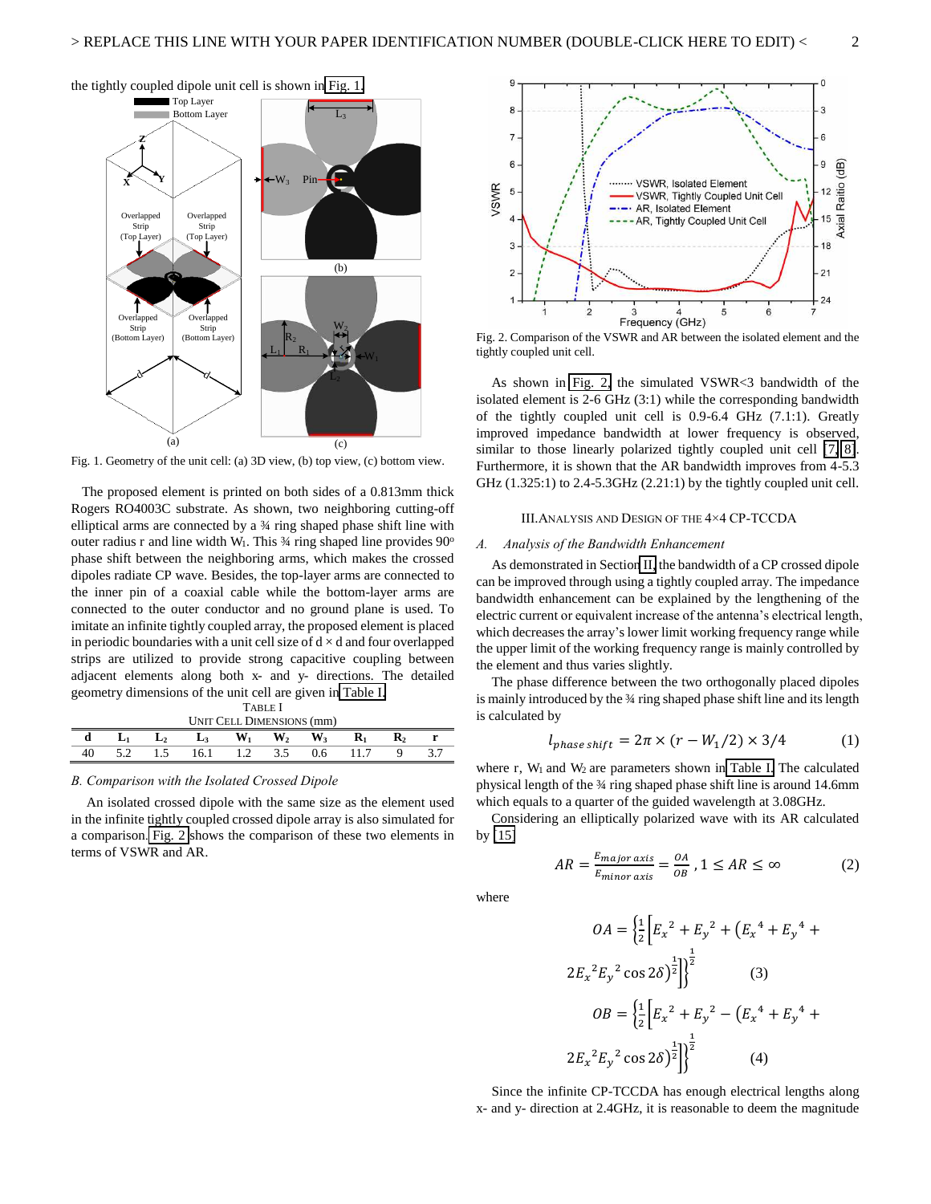the tightly coupled dipole unit cell is shown in Fig. 1.

Fig. 1. Geometry of the unit cell: (a) 3D view, (b) top view, (c) bottom view.

The proposed element is printed on both sides of a 0.813mm thick Rogers RO4003C substrate. As shown, two neighboring cutting-off elliptical arms are connected by a ¾ ring shaped phase shift line with outer radius r and line width $W_1$. This ¾ ring shaped line provides 90° phase shift between the neighboring arms, which makes the crossed dipoles radiate CP wave. Besides, the top-layer arms are connected to the inner pin of a coaxial cable while the bottom-layer arms are connected to the outer conductor and no ground plane is used. To imitate an infinite tightly coupled array, the proposed element is placed in periodic boundaries with a unit cell size of d × d and four overlapped strips are utilized to provide strong capacitive coupling between adjacent elements along both x- and y- directions. The detailed geometry dimensions of the unit cell are given in Table I.

TABLE I
UNIT CELL DIMENSIONS (mm)

| d | $L_1$ | $L_2$ | $L_3$ | $W_1$ | $W_2$ | $W_3$ | $R_1$ | $R_2$ | r |
|---|---|---|---|---|---|---|---|---|---|
| 40 | 5.2 | 1.5 | 16.1 | 1.2 | 3.5 | 0.6 | 11.7 | 9 | 3.7 |

### *B. Comparison with the Isolated Crossed Dipole*

An isolated crossed dipole with the same size as the element used in the infinite tightly coupled crossed dipole array is also simulated for a comparison. Fig. 2 shows the comparison of these two elements in terms of VSWR and AR.

Fig. 2. Comparison of the VSWR and AR between the isolated element and the tightly coupled unit cell.

As shown in Fig. 2, the simulated VSWR<3 bandwidth of the isolated element is 2-6 GHz (3:1) while the corresponding bandwidth of the tightly coupled unit cell is 0.9-6.4 GHz (7.1:1). Greatly improved impedance bandwidth at lower frequency is observed, similar to those linearly polarized tightly coupled unit cell [7, 8]. Furthermore, it is shown that the AR bandwidth improves from 4-5.3 GHz (1.325:1) to 2.4-5.3GHz (2.21:1) by the tightly coupled unit cell.

## III. Analysis and Design of the 4×4 CP-TCCDA

### *A. Analysis of the Bandwidth Enhancement*

As demonstrated in Section II, the bandwidth of a CP crossed dipole can be improved through using a tightly coupled array. The impedance bandwidth enhancement can be explained by the lengthening of the electric current or equivalent increase of the antenna's electrical length, which decreases the array's lower limit working frequency range while the upper limit of the working frequency range is mainly controlled by the element and thus varies slightly.

The phase difference between the two orthogonally placed dipoles is mainly introduced by the ¾ ring shaped phase shift line and its length is calculated by

$$l_{phase\,shift} = 2\pi \times (r - W_1/2) \times 3/4 \qquad (1)$$

where r, $W_1$ and $W_2$ are parameters shown in Table I. The calculated physical length of the ¾ ring shaped phase shift line is around 14.6mm which equals to a quarter of the guided wavelength at 3.08GHz.

Considering an elliptically polarized wave with its AR calculated by [15]

$$AR = \frac{E_{major\,axis}}{E_{minor\,axis}} = \frac{OA}{OB}\,, 1 \le AR \le \infty \qquad (2)$$

where

$$OA = \left\{\frac{1}{2}\left[E_x^{\,2} + E_y^{\,2} + \left(E_x^{\,4} + E_y^{\,4} + 2E_x^{\,2}E_y^{\,2}\cos 2\delta\right)^{\frac{1}{2}}\right]\right\}^{\frac{1}{2}} \qquad (3)$$

$$OB = \left\{\frac{1}{2}\left[E_x^{\,2} + E_y^{\,2} - \left(E_x^{\,4} + E_y^{\,4} + 2E_x^{\,2}E_y^{\,2}\cos 2\delta\right)^{\frac{1}{2}}\right]\right\}^{\frac{1}{2}} \qquad (4)$$

Since the infinite CP-TCCDA has enough electrical lengths along x- and y- direction at 2.4GHz, it is reasonable to deem the magnitude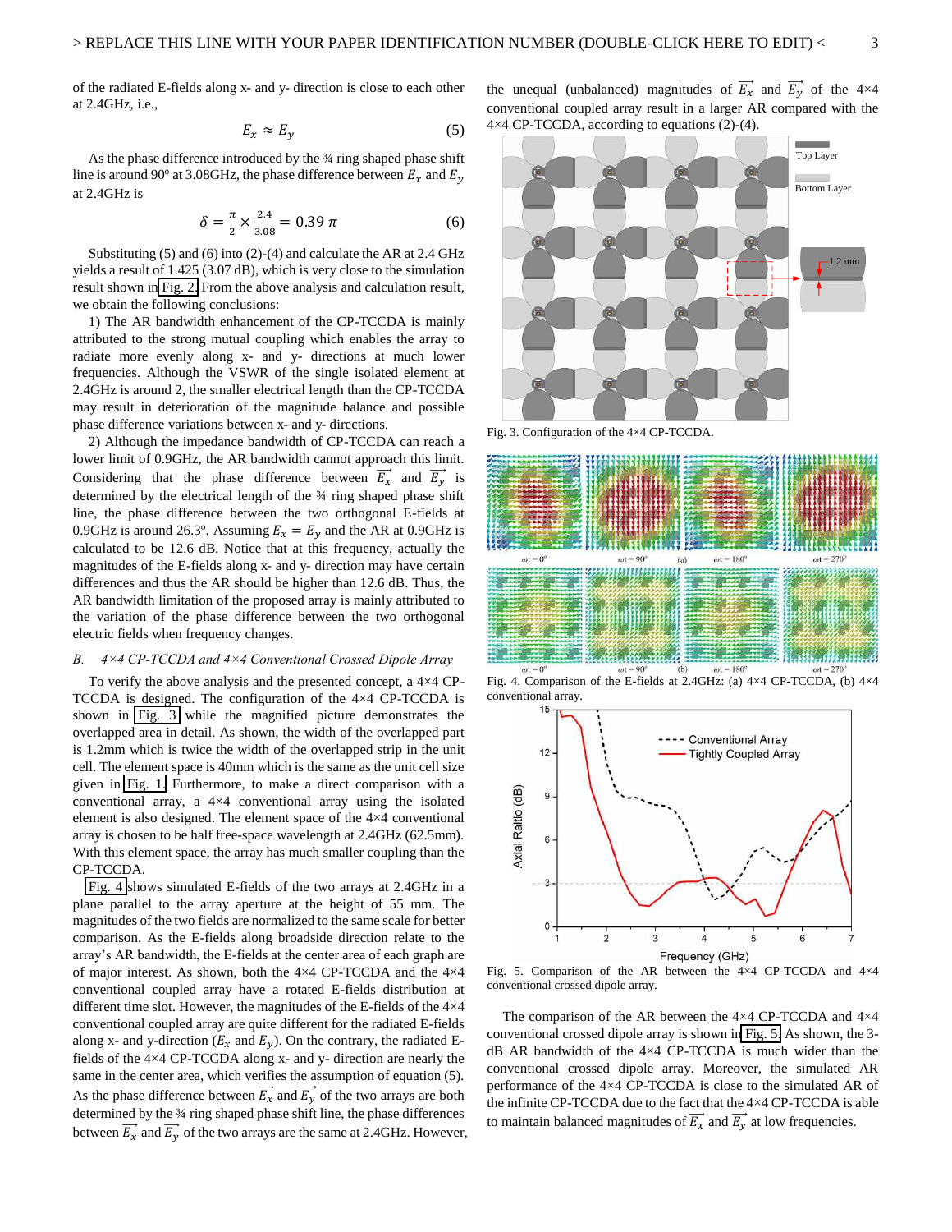of the radiated E-fields along x- and y- direction is close to each other at 2.4GHz, i.e.,

$$E_x \approx E_y \tag{5}$$

As the phase difference introduced by the ¾ ring shaped phase shift line is around 90º at 3.08GHz, the phase difference between $E_x$ and $E_y$ at 2.4GHz is

$$\delta = \frac{\pi}{2} \times \frac{2.4}{3.08} = 0.39\,\pi \tag{6}$$

Substituting (5) and (6) into (2)-(4) and calculate the AR at 2.4 GHz yields a result of 1.425 (3.07 dB), which is very close to the simulation result shown in Fig. 2. From the above analysis and calculation result, we obtain the following conclusions:

1) The AR bandwidth enhancement of the CP-TCCDA is mainly attributed to the strong mutual coupling which enables the array to radiate more evenly along x- and y- directions at much lower frequencies. Although the VSWR of the single isolated element at 2.4GHz is around 2, the smaller electrical length than the CP-TCCDA may result in deterioration of the magnitude balance and possible phase difference variations between x- and y- directions.

2) Although the impedance bandwidth of CP-TCCDA can reach a lower limit of 0.9GHz, the AR bandwidth cannot approach this limit. Considering that the phase difference between $\overrightarrow{E_x}$ and $\overrightarrow{E_y}$ is determined by the electrical length of the ¾ ring shaped phase shift line, the phase difference between the two orthogonal E-fields at 0.9GHz is around 26.3º. Assuming $E_x = E_y$ and the AR at 0.9GHz is calculated to be 12.6 dB. Notice that at this frequency, actually the magnitudes of the E-fields along x- and y- direction may have certain differences and thus the AR should be higher than 12.6 dB. Thus, the AR bandwidth limitation of the proposed array is mainly attributed to the variation of the phase difference between the two orthogonal electric fields when frequency changes.

### *B. 4×4 CP-TCCDA and 4×4 Conventional Crossed Dipole Array*

To verify the above analysis and the presented concept, a 4×4 CP-TCCDA is designed. The configuration of the 4×4 CP-TCCDA is shown in Fig. 3 while the magnified picture demonstrates the overlapped area in detail. As shown, the width of the overlapped part is 1.2mm which is twice the width of the overlapped strip in the unit cell. The element space is 40mm which is the same as the unit cell size given in Fig. 1. Furthermore, to make a direct comparison with a conventional array, a 4×4 conventional array using the isolated element is also designed. The element space of the 4×4 conventional array is chosen to be half free-space wavelength at 2.4GHz (62.5mm). With this element space, the array has much smaller coupling than the CP-TCCDA.

Fig. 4 shows simulated E-fields of the two arrays at 2.4GHz in a plane parallel to the array aperture at the height of 55 mm. The magnitudes of the two fields are normalized to the same scale for better comparison. As the E-fields along broadside direction relate to the array's AR bandwidth, the E-fields at the center area of each graph are of major interest. As shown, both the 4×4 CP-TCCDA and the 4×4 conventional coupled array have a rotated E-fields distribution at different time slot. However, the magnitudes of the E-fields of the 4×4 conventional coupled array are quite different for the radiated E-fields along x- and y-direction ($E_x$ and $E_y$). On the contrary, the radiated E-fields of the 4×4 CP-TCCDA along x- and y- direction are nearly the same in the center area, which verifies the assumption of equation (5). As the phase difference between $\overrightarrow{E_x}$ and $\overrightarrow{E_y}$ of the two arrays are both determined by the ¾ ring shaped phase shift line, the phase differences between $\overrightarrow{E_x}$ and $\overrightarrow{E_y}$ of the two arrays are the same at 2.4GHz. However, the unequal (unbalanced) magnitudes of $\overrightarrow{E_x}$ and $\overrightarrow{E_y}$ of the 4×4 conventional coupled array result in a larger AR compared with the 4×4 CP-TCCDA, according to equations (2)-(4).

Fig. 3. Configuration of the 4×4 CP-TCCDA.

Fig. 4. Comparison of the E-fields at 2.4GHz: (a) 4×4 CP-TCCDA, (b) 4×4 conventional array.

Fig. 5. Comparison of the AR between the 4×4 CP-TCCDA and 4×4 conventional crossed dipole array.

The comparison of the AR between the 4×4 CP-TCCDA and 4×4 conventional crossed dipole array is shown in Fig. 5. As shown, the 3-dB AR bandwidth of the 4×4 CP-TCCDA is much wider than the conventional crossed dipole array. Moreover, the simulated AR performance of the 4×4 CP-TCCDA is close to the simulated AR of the infinite CP-TCCDA due to the fact that the 4×4 CP-TCCDA is able to maintain balanced magnitudes of $\overrightarrow{E_x}$ and $\overrightarrow{E_y}$ at low frequencies.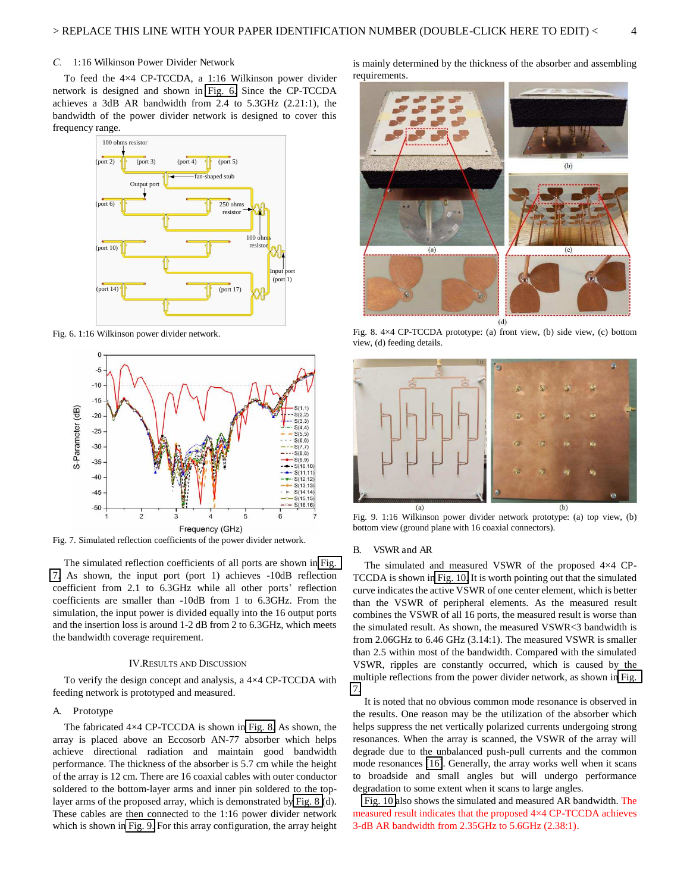### C. 1:16 Wilkinson Power Divider Network

To feed the 4×4 CP-TCCDA, a 1:16 Wilkinson power divider network is designed and shown in Fig. 6. Since the CP-TCCDA achieves a 3dB AR bandwidth from 2.4 to 5.3GHz (2.21:1), the bandwidth of the power divider network is designed to cover this frequency range.

Fig. 6. 1:16 Wilkinson power divider network.

Fig. 7. Simulated reflection coefficients of the power divider network.

The simulated reflection coefficients of all ports are shown in Fig. 7. As shown, the input port (port 1) achieves -10dB reflection coefficient from 2.1 to 6.3GHz while all other ports' reflection coefficients are smaller than -10dB from 1 to 6.3GHz. From the simulation, the input power is divided equally into the 16 output ports and the insertion loss is around 1-2 dB from 2 to 6.3GHz, which meets the bandwidth coverage requirement.

## IV. Results and Discussion

To verify the design concept and analysis, a 4×4 CP-TCCDA with feeding network is prototyped and measured.

### A. Prototype

The fabricated 4×4 CP-TCCDA is shown in Fig. 8. As shown, the array is placed above an Eccosorb AN-77 absorber which helps achieve directional radiation and maintain good bandwidth performance. The thickness of the absorber is 5.7 cm while the height of the array is 12 cm. There are 16 coaxial cables with outer conductor soldered to the bottom-layer arms and inner pin soldered to the top-layer arms of the proposed array, which is demonstrated by Fig. 8(d). These cables are then connected to the 1:16 power divider network which is shown in Fig. 9. For this array configuration, the array height is mainly determined by the thickness of the absorber and assembling requirements.

Fig. 8. 4×4 CP-TCCDA prototype: (a) front view, (b) side view, (c) bottom view, (d) feeding details.

Fig. 9. 1:16 Wilkinson power divider network prototype: (a) top view, (b) bottom view (ground plane with 16 coaxial connectors).

### B. VSWR and AR

The simulated and measured VSWR of the proposed 4×4 CP-TCCDA is shown in Fig. 10. It is worth pointing out that the simulated curve indicates the active VSWR of one center element, which is better than the VSWR of peripheral elements. As the measured result combines the VSWR of all 16 ports, the measured result is worse than the simulated result. As shown, the measured VSWR<3 bandwidth is from 2.06GHz to 6.46 GHz (3.14:1). The measured VSWR is smaller than 2.5 within most of the bandwidth. Compared with the simulated VSWR, ripples are constantly occurred, which is caused by the multiple reflections from the power divider network, as shown in Fig. 7.

It is noted that no obvious common mode resonance is observed in the results. One reason may be the utilization of the absorber which helps suppress the net vertically polarized currents undergoing strong resonances. When the array is scanned, the VSWR of the array will degrade due to the unbalanced push-pull currents and the common mode resonances [16]. Generally, the array works well when it scans to broadside and small angles but will undergo performance degradation to some extent when it scans to large angles.

Fig. 10 also shows the simulated and measured AR bandwidth. The measured result indicates that the proposed 4×4 CP-TCCDA achieves 3-dB AR bandwidth from 2.35GHz to 5.6GHz (2.38:1).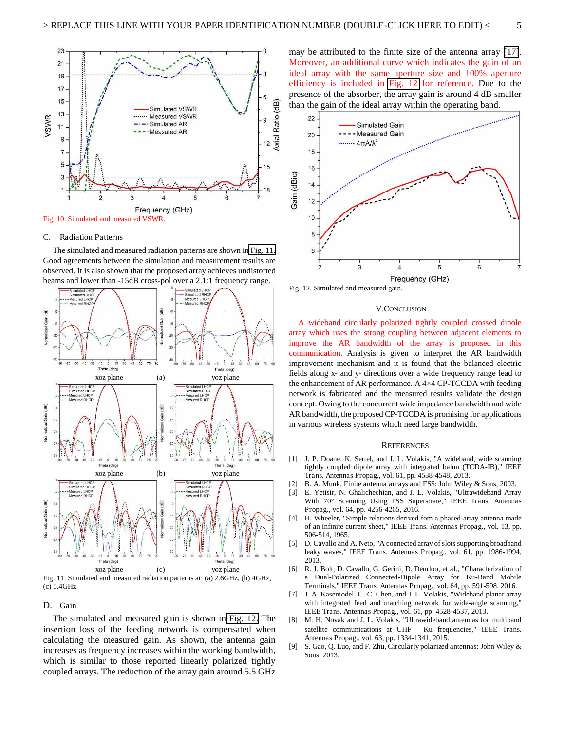Fig. 10. Simulated and measured VSWR.

## C. Radiation Patterns

The simulated and measured radiation patterns are shown in Fig. 11. Good agreements between the simulation and measurement results are observed. It is also shown that the proposed array achieves undistorted beams and lower than -15dB cross-pol over a 2.1:1 frequency range.

Fig. 11. Simulated and measured radiation patterns at: (a) 2.6GHz, (b) 4GHz, (c) 5.4GHz

## D. Gain

The simulated and measured gain is shown in Fig. 12. The insertion loss of the feeding network is compensated when calculating the measured gain. As shown, the antenna gain increases as frequency increases within the working bandwidth, which is similar to those reported linearly polarized tightly coupled arrays. The reduction of the array gain around 5.5 GHz may be attributed to the finite size of the antenna array [17]. Moreover, an additional curve which indicates the gain of an ideal array with the same aperture size and 100% aperture efficiency is included in Fig. 12 for reference. Due to the presence of the absorber, the array gain is around 4 dB smaller than the gain of the ideal array within the operating band.

Fig. 12. Simulated and measured gain.

## V. Conclusion

A wideband circularly polarized tightly coupled crossed dipole array which uses the strong coupling between adjacent elements to improve the AR bandwidth of the array is proposed in this communication. Analysis is given to interpret the AR bandwidth improvement mechanism and it is found that the balanced electric fields along x- and y- directions over a wide frequency range lead to the enhancement of AR performance. A 4×4 CP-TCCDA with feeding network is fabricated and the measured results validate the design concept. Owing to the concurrent wide impedance bandwidth and wide AR bandwidth, the proposed CP-TCCDA is promising for applications in various wireless systems which need large bandwidth.

## References

[1] J. P. Doane, K. Sertel, and J. L. Volakis, "A wideband, wide scanning tightly coupled dipole array with integrated balun (TCDA-IB)," IEEE Trans. Antennas Propag., vol. 61, pp. 4538-4548, 2013.

[2] B. A. Munk, Finite antenna arrays and FSS: John Wiley & Sons, 2003.

[3] E. Yetisir, N. Ghalichechian, and J. L. Volakis, "Ultrawideband Array With 70° Scanning Using FSS Superstrate," IEEE Trans. Antennas Propag., vol. 64, pp. 4256-4265, 2016.

[4] H. Wheeler, "Simple relations derived fom a phased-array antenna made of an infinite current sheet," IEEE Trans. Antennas Propag., vol. 13, pp. 506-514, 1965.

[5] D. Cavallo and A. Neto, "A connected array of slots supporting broadband leaky waves," IEEE Trans. Antennas Propag., vol. 61, pp. 1986-1994, 2013.

[6] R. J. Bolt, D. Cavallo, G. Gerini, D. Deurloo, et al., "Characterization of a Dual-Polarized Connected-Dipole Array for Ku-Band Mobile Terminals," IEEE Trans. Antennas Propag., vol. 64, pp. 591-598, 2016.

[7] J. A. Kasemodel, C.-C. Chen, and J. L. Volakis, "Wideband planar array with integrated feed and matching network for wide-angle scanning," IEEE Trans. Antennas Propag., vol. 61, pp. 4528-4537, 2013.

[8] M. H. Novak and J. L. Volakis, "Ultrawideband antennas for multiband satellite communications at UHF – Ku frequencies," IEEE Trans. Antennas Propag., vol. 63, pp. 1334-1341, 2015.

[9] S. Gao, Q. Luo, and F. Zhu, Circularly polarized antennas: John Wiley & Sons, 2013.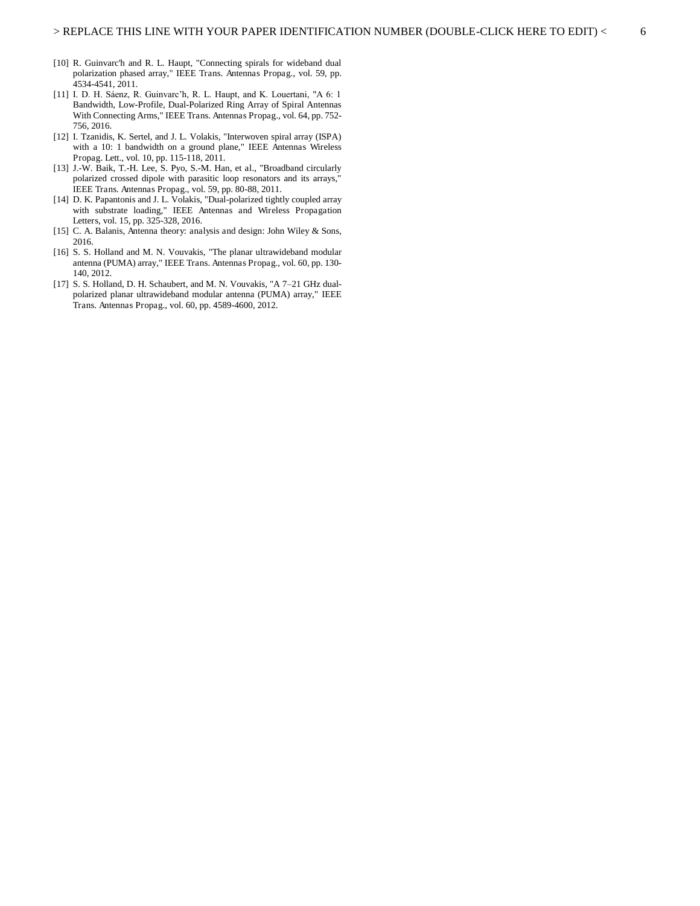[10] R. Guinvarc'h and R. L. Haupt, "Connecting spirals for wideband dual polarization phased array," IEEE Trans. Antennas Propag., vol. 59, pp. 4534-4541, 2011.

[11] I. D. H. Sáenz, R. Guinvarc'h, R. L. Haupt, and K. Louertani, "A 6: 1 Bandwidth, Low-Profile, Dual-Polarized Ring Array of Spiral Antennas With Connecting Arms," IEEE Trans. Antennas Propag., vol. 64, pp. 752-756, 2016.

[12] I. Tzanidis, K. Sertel, and J. L. Volakis, "Interwoven spiral array (ISPA) with a 10: 1 bandwidth on a ground plane," IEEE Antennas Wireless Propag. Lett., vol. 10, pp. 115-118, 2011.

[13] J.-W. Baik, T.-H. Lee, S. Pyo, S.-M. Han, et al., "Broadband circularly polarized crossed dipole with parasitic loop resonators and its arrays," IEEE Trans. Antennas Propag., vol. 59, pp. 80-88, 2011.

[14] D. K. Papantonis and J. L. Volakis, "Dual-polarized tightly coupled array with substrate loading," IEEE Antennas and Wireless Propagation Letters, vol. 15, pp. 325-328, 2016.

[15] C. A. Balanis, Antenna theory: analysis and design: John Wiley & Sons, 2016.

[16] S. S. Holland and M. N. Vouvakis, "The planar ultrawideband modular antenna (PUMA) array," IEEE Trans. Antennas Propag., vol. 60, pp. 130-140, 2012.

[17] S. S. Holland, D. H. Schaubert, and M. N. Vouvakis, "A 7–21 GHz dual-polarized planar ultrawideband modular antenna (PUMA) array," IEEE Trans. Antennas Propag., vol. 60, pp. 4589-4600, 2012.